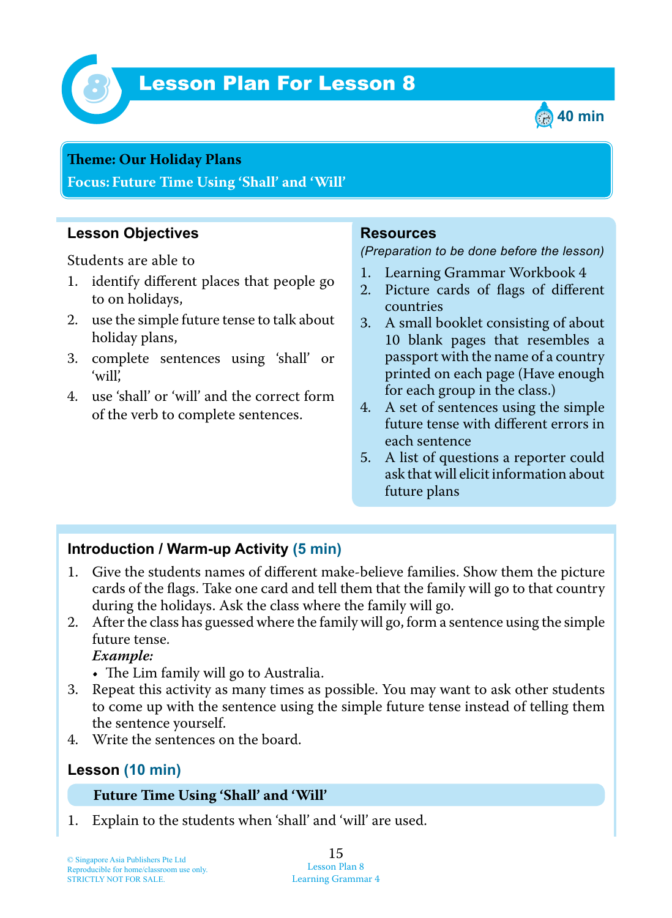# Lesson Plan For Lesson 8

40 min

**Theme: Our Holiday Plans**

**Focus: Future Time Using 'Shall' and 'Will'**

## Lesson Objectives

Students are able to

1. identify different places that people go to on holidays,
2. use the simple future tense to talk about holiday plans,
3. complete sentences using 'shall' or 'will',
4. use 'shall' or 'will' and the correct form of the verb to complete sentences.

## Resources

*(Preparation to be done before the lesson)*

1. Learning Grammar Workbook 4
2. Picture cards of flags of different countries
3. A small booklet consisting of about 10 blank pages that resembles a passport with the name of a country printed on each page (Have enough for each group in the class.)
4. A set of sentences using the simple future tense with different errors in each sentence
5. A list of questions a reporter could ask that will elicit information about future plans

## Introduction / Warm-up Activity (5 min)

1. Give the students names of different make-believe families. Show them the picture cards of the flags. Take one card and tell them that the family will go to that country during the holidays. Ask the class where the family will go.
2. After the class has guessed where the family will go, form a sentence using the simple future tense.
   ***Example:***
   - The Lim family will go to Australia.
3. Repeat this activity as many times as possible. You may want to ask other students to come up with the sentence using the simple future tense instead of telling them the sentence yourself.
4. Write the sentences on the board.

## Lesson (10 min)

### Future Time Using 'Shall' and 'Will'

1. Explain to the students when 'shall' and 'will' are used.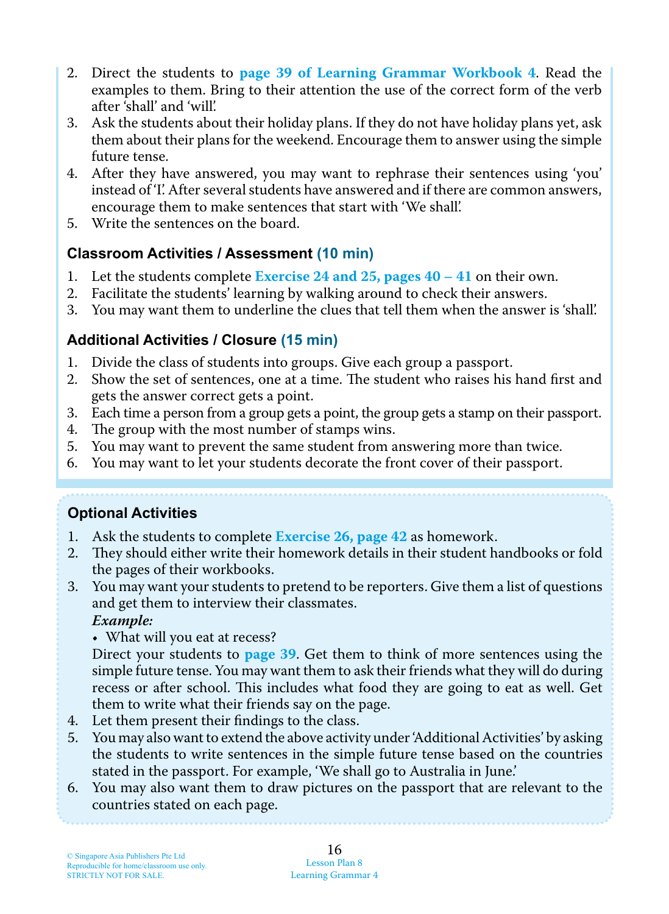2. Direct the students to **page 39 of Learning Grammar Workbook 4**. Read the examples to them. Bring to their attention the use of the correct form of the verb after 'shall' and 'will'.
3. Ask the students about their holiday plans. If they do not have holiday plans yet, ask them about their plans for the weekend. Encourage them to answer using the simple future tense.
4. After they have answered, you may want to rephrase their sentences using 'you' instead of 'I'. After several students have answered and if there are common answers, encourage them to make sentences that start with 'We shall'.
5. Write the sentences on the board.

### Classroom Activities / Assessment (10 min)

1. Let the students complete **Exercise 24 and 25, pages 40 – 41** on their own.
2. Facilitate the students' learning by walking around to check their answers.
3. You may want them to underline the clues that tell them when the answer is 'shall'.

### Additional Activities / Closure (15 min)

1. Divide the class of students into groups. Give each group a passport.
2. Show the set of sentences, one at a time. The student who raises his hand first and gets the answer correct gets a point.
3. Each time a person from a group gets a point, the group gets a stamp on their passport.
4. The group with the most number of stamps wins.
5. You may want to prevent the same student from answering more than twice.
6. You may want to let your students decorate the front cover of their passport.

### Optional Activities

1. Ask the students to complete **Exercise 26, page 42** as homework.
2. They should either write their homework details in their student handbooks or fold the pages of their workbooks.
3. You may want your students to pretend to be reporters. Give them a list of questions and get them to interview their classmates.
   ***Example:***
   - What will you eat at recess?

   Direct your students to **page 39**. Get them to think of more sentences using the simple future tense. You may want them to ask their friends what they will do during recess or after school. This includes what food they are going to eat as well. Get them to write what their friends say on the page.
4. Let them present their findings to the class.
5. You may also want to extend the above activity under 'Additional Activities' by asking the students to write sentences in the simple future tense based on the countries stated in the passport. For example, 'We shall go to Australia in June.'
6. You may also want them to draw pictures on the passport that are relevant to the countries stated on each page.

© Singapore Asia Publishers Pte Ltd
Reproducible for home/classroom use only.
STRICTLY NOT FOR SALE.